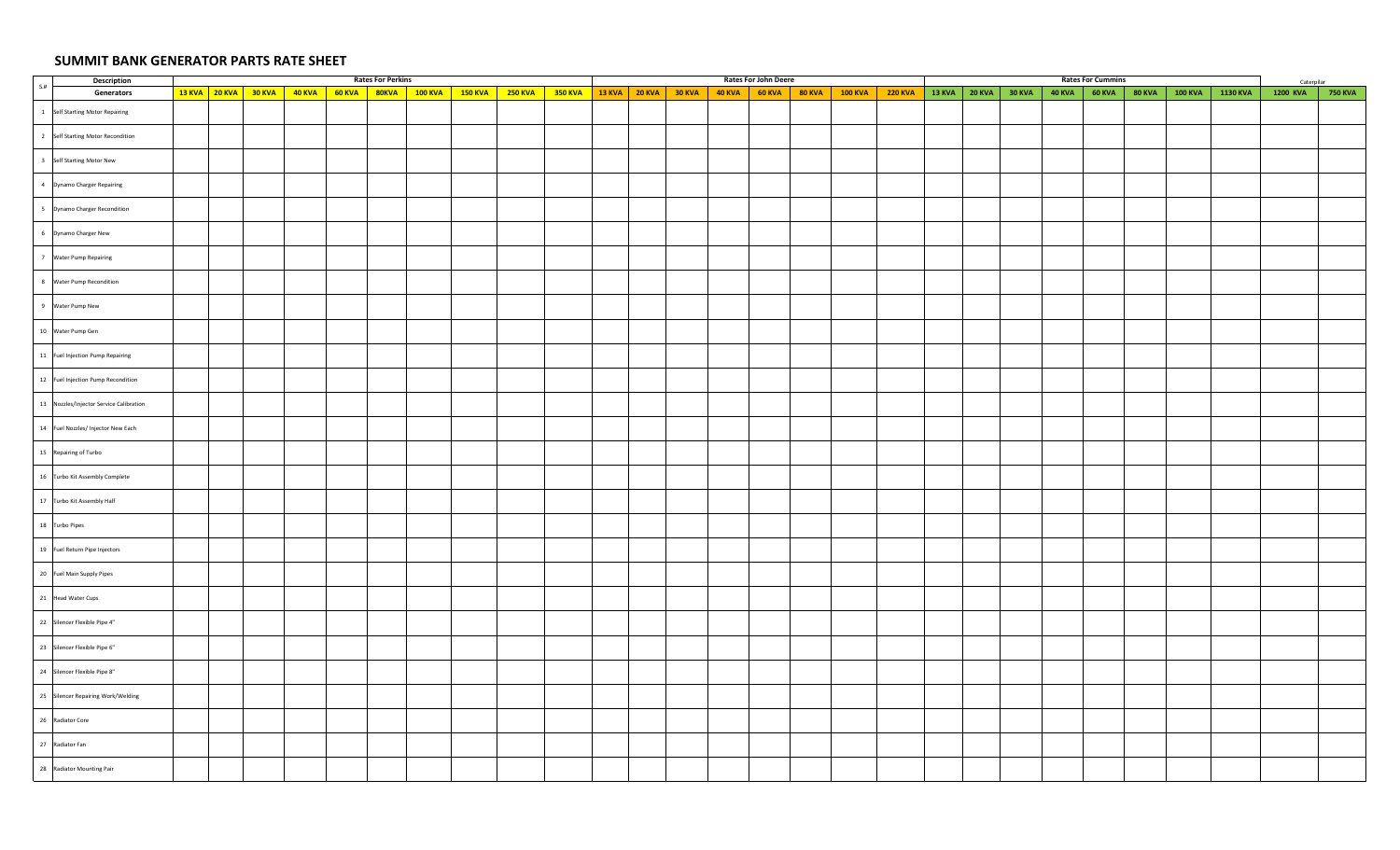# SUMMIT BANK GENERATOR PARTS RATE SHEET

| S.# | Description | Rates For Perkins | | | | | | | | | | Rates For John Deere | | | | | | | | Rates For Cummins | | | | | | | | Caterpillar | |
|---|---|---|---|---|---|---|---|---|---|---|---|---|---|---|---|---|---|---|---|---|---|---|---|---|---|---|---|---|---|
| | Generators | 13 KVA | 20 KVA | 30 KVA | 40 KVA | 60 KVA | 80KVA | 100 KVA | 150 KVA | 250 KVA | 350 KVA | 13 KVA | 20 KVA | 30 KVA | 40 KVA | 60 KVA | 80 KVA | 100 KVA | 220 KVA | 13 KVA | 20 KVA | 30 KVA | 40 KVA | 60 KVA | 80 KVA | 100 KVA | 1130 KVA | 1200 KVA | 750 KVA |
| 1 | Self Starting Motor Repairing | | | | | | | | | | | | | | | | | | | | | | | | | | | | |
| 2 | Self Starting Motor Recondition | | | | | | | | | | | | | | | | | | | | | | | | | | | | |
| 3 | Self Starting Motor New | | | | | | | | | | | | | | | | | | | | | | | | | | | | |
| 4 | Dynamo Charger Repairing | | | | | | | | | | | | | | | | | | | | | | | | | | | | |
| 5 | Dynamo Charger Recondition | | | | | | | | | | | | | | | | | | | | | | | | | | | | |
| 6 | Dynamo Charger New | | | | | | | | | | | | | | | | | | | | | | | | | | | | |
| 7 | Water Pump Repairing | | | | | | | | | | | | | | | | | | | | | | | | | | | | |
| 8 | Water Pump Recondition | | | | | | | | | | | | | | | | | | | | | | | | | | | | |
| 9 | Water Pump New | | | | | | | | | | | | | | | | | | | | | | | | | | | | |
| 10 | Water Pump Gen | | | | | | | | | | | | | | | | | | | | | | | | | | | | |
| 11 | Fuel Injection Pump Repairing | | | | | | | | | | | | | | | | | | | | | | | | | | | | |
| 12 | Fuel Injection Pump Recondition | | | | | | | | | | | | | | | | | | | | | | | | | | | | |
| 13 | Nozzles/Injector Service Calibration | | | | | | | | | | | | | | | | | | | | | | | | | | | | |
| 14 | Fuel Nozzles/ Injector New Each | | | | | | | | | | | | | | | | | | | | | | | | | | | | |
| 15 | Repairing of Turbo | | | | | | | | | | | | | | | | | | | | | | | | | | | | |
| 16 | Turbo Kit Assembly Complete | | | | | | | | | | | | | | | | | | | | | | | | | | | | |
| 17 | Turbo Kit Assembly Half | | | | | | | | | | | | | | | | | | | | | | | | | | | | |
| 18 | Turbo Pipes | | | | | | | | | | | | | | | | | | | | | | | | | | | | |
| 19 | Fuel Return Pipe Injectors | | | | | | | | | | | | | | | | | | | | | | | | | | | | |
| 20 | Fuel Main Supply Pipes | | | | | | | | | | | | | | | | | | | | | | | | | | | | |
| 21 | Head Water Cups | | | | | | | | | | | | | | | | | | | | | | | | | | | | |
| 22 | Silencer Flexible Pipe 4" | | | | | | | | | | | | | | | | | | | | | | | | | | | | |
| 23 | Silencer Flexible Pipe 6" | | | | | | | | | | | | | | | | | | | | | | | | | | | | |
| 24 | Silencer Flexible Pipe 8" | | | | | | | | | | | | | | | | | | | | | | | | | | | | |
| 25 | Silencer Repairing Work/Welding | | | | | | | | | | | | | | | | | | | | | | | | | | | | |
| 26 | Radiator Core | | | | | | | | | | | | | | | | | | | | | | | | | | | | |
| 27 | Radiator Fan | | | | | | | | | | | | | | | | | | | | | | | | | | | | |
| 28 | Radiator Mounting Pair | | | | | | | | | | | | | | | | | | | | | | | | | | | | |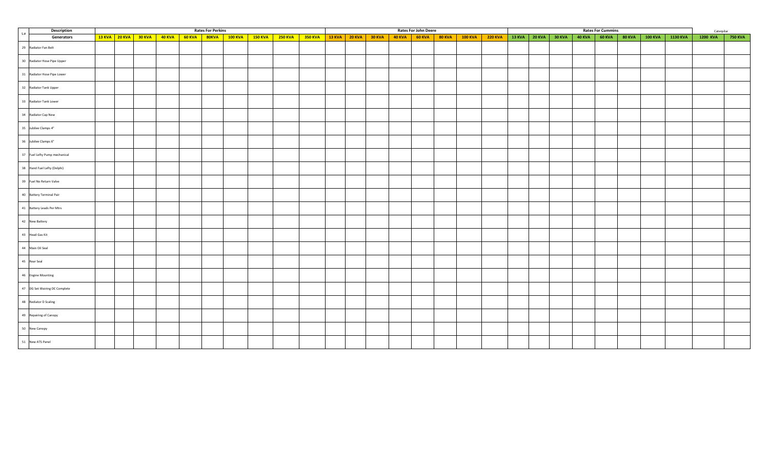| S.# | Description | Rates For Perkins | | | | | | | | | | Rates For John Deere | | | | | | | | Rates For Cummins | | | | | | | | Caterpillar | |
|---|---|---|---|---|---|---|---|---|---|---|---|---|---|---|---|---|---|---|---|---|---|---|---|---|---|---|---|---|---|
| | Generators | 13 KVA | 20 KVA | 30 KVA | 40 KVA | 60 KVA | 80KVA | 100 KVA | 150 KVA | 250 KVA | 350 KVA | 13 KVA | 20 KVA | 30 KVA | 40 KVA | 60 KVA | 80 KVA | 100 KVA | 220 KVA | 13 KVA | 20 KVA | 30 KVA | 40 KVA | 60 KVA | 80 KVA | 100 KVA | 1130 KVA | 1200 KVA | 750 KVA |
| 29 | Radiator Fan Belt | | | | | | | | | | | | | | | | | | | | | | | | | | | | |
| 30 | Radiator Hose Pipe Upper | | | | | | | | | | | | | | | | | | | | | | | | | | | | |
| 31 | Radiator Hose Pipe Lower | | | | | | | | | | | | | | | | | | | | | | | | | | | | |
| 32 | Radiator Tank Upper | | | | | | | | | | | | | | | | | | | | | | | | | | | | |
| 33 | Radiator Tank Lower | | | | | | | | | | | | | | | | | | | | | | | | | | | | |
| 34 | Radiator Cap New | | | | | | | | | | | | | | | | | | | | | | | | | | | | |
| 35 | Jubilee Clamps 4" | | | | | | | | | | | | | | | | | | | | | | | | | | | | |
| 36 | Jubilee Clamps 6" | | | | | | | | | | | | | | | | | | | | | | | | | | | | |
| 37 | Fuel Lefty Pump mechanical | | | | | | | | | | | | | | | | | | | | | | | | | | | | |
| 38 | Hand Fuel Lefty (Delphi) | | | | | | | | | | | | | | | | | | | | | | | | | | | | |
| 39 | Fuel No Return Valve | | | | | | | | | | | | | | | | | | | | | | | | | | | | |
| 40 | Battery Terminal Pair | | | | | | | | | | | | | | | | | | | | | | | | | | | | |
| 41 | Battery Leads Per Mtrs | | | | | | | | | | | | | | | | | | | | | | | | | | | | |
| 42 | New Battery | | | | | | | | | | | | | | | | | | | | | | | | | | | | |
| 43 | Head Gas Kit | | | | | | | | | | | | | | | | | | | | | | | | | | | | |
| 44 | Main Oil Seal | | | | | | | | | | | | | | | | | | | | | | | | | | | | |
| 45 | Rear Seal | | | | | | | | | | | | | | | | | | | | | | | | | | | | |
| 46 | Engine Mounting | | | | | | | | | | | | | | | | | | | | | | | | | | | | |
| 47 | DG Set Wairing DC Complete | | | | | | | | | | | | | | | | | | | | | | | | | | | | |
| 48 | Rediator D Scaling | | | | | | | | | | | | | | | | | | | | | | | | | | | | |
| 49 | Repairing of Canopy | | | | | | | | | | | | | | | | | | | | | | | | | | | | |
| 50 | New Canopy | | | | | | | | | | | | | | | | | | | | | | | | | | | | |
| 51 | New ATS Panel | | | | | | | | | | | | | | | | | | | | | | | | | | | | |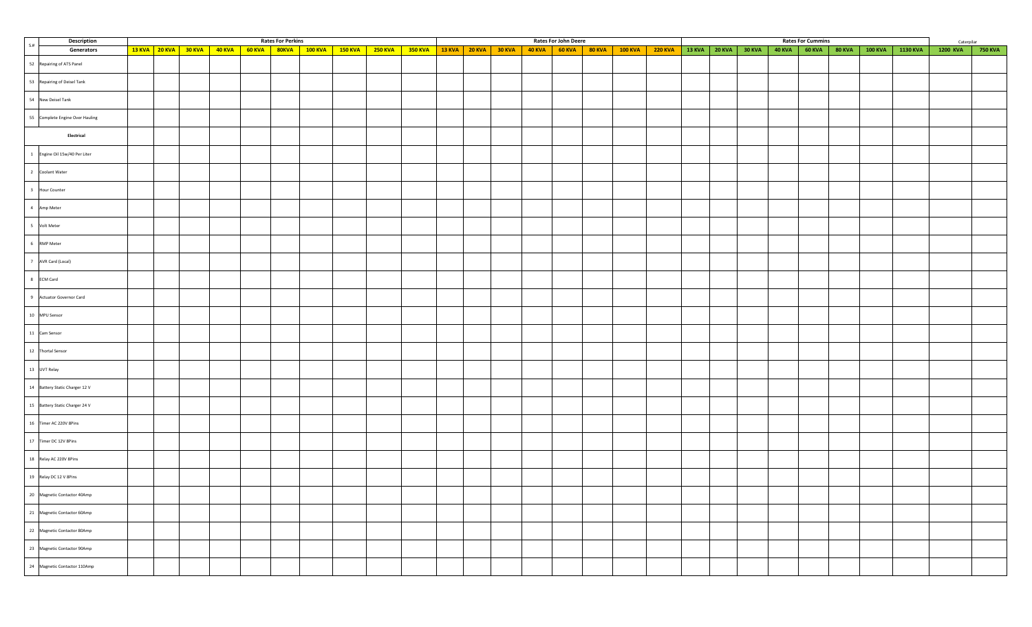| S # | Description | Rates For Perkins | | | | | | | | | | Rates For John Deere | | | | | | | | Rates For Cummins | | | | | | | | Caterpillar | |
|---|---|---|---|---|---|---|---|---|---|---|---|---|---|---|---|---|---|---|---|---|---|---|---|---|---|---|---|---|---|
| | Generators | 13 KVA | 20 KVA | 30 KVA | 40 KVA | 60 KVA | 80KVA | 100 KVA | 150 KVA | 250 KVA | 350 KVA | 13 KVA | 20 KVA | 30 KVA | 40 KVA | 60 KVA | 80 KVA | 100 KVA | 220 KVA | 13 KVA | 20 KVA | 30 KVA | 40 KVA | 60 KVA | 80 KVA | 100 KVA | 1130 KVA | 1200 KVA | 750 KVA |
| 52 | Repairing of ATS Panel | | | | | | | | | | | | | | | | | | | | | | | | | | | | |
| 53 | Repairing of Deisel Tank | | | | | | | | | | | | | | | | | | | | | | | | | | | | |
| 54 | New Deisel Tank | | | | | | | | | | | | | | | | | | | | | | | | | | | | |
| 55 | Complete Engine Over Hauling | | | | | | | | | | | | | | | | | | | | | | | | | | | | |
| | **Electrical** | | | | | | | | | | | | | | | | | | | | | | | | | | | | |
| 1 | Engine Oil 15w/40 Per Liter | | | | | | | | | | | | | | | | | | | | | | | | | | | | |
| 2 | Coolant Water | | | | | | | | | | | | | | | | | | | | | | | | | | | | |
| 3 | Hour Counter | | | | | | | | | | | | | | | | | | | | | | | | | | | | |
| 4 | Amp Meter | | | | | | | | | | | | | | | | | | | | | | | | | | | | |
| 5 | Volt Meter | | | | | | | | | | | | | | | | | | | | | | | | | | | | |
| 6 | RMP Meter | | | | | | | | | | | | | | | | | | | | | | | | | | | | |
| 7 | AVR Card (Local) | | | | | | | | | | | | | | | | | | | | | | | | | | | | |
| 8 | ECM Card | | | | | | | | | | | | | | | | | | | | | | | | | | | | |
| 9 | Actuator Governor Card | | | | | | | | | | | | | | | | | | | | | | | | | | | | |
| 10 | MPU Sensor | | | | | | | | | | | | | | | | | | | | | | | | | | | | |
| 11 | Cam Sensor | | | | | | | | | | | | | | | | | | | | | | | | | | | | |
| 12 | Thortal Sensor | | | | | | | | | | | | | | | | | | | | | | | | | | | | |
| 13 | UVT Relay | | | | | | | | | | | | | | | | | | | | | | | | | | | | |
| 14 | Battery Static Charger 12 V | | | | | | | | | | | | | | | | | | | | | | | | | | | | |
| 15 | Battery Static Charger 24 V | | | | | | | | | | | | | | | | | | | | | | | | | | | | |
| 16 | Timer AC 220V 8Pins | | | | | | | | | | | | | | | | | | | | | | | | | | | | |
| 17 | Timer DC 12V 8Pins | | | | | | | | | | | | | | | | | | | | | | | | | | | | |
| 18 | Relay AC 220V 8Pins | | | | | | | | | | | | | | | | | | | | | | | | | | | | |
| 19 | Relay DC 12 V 8Pins | | | | | | | | | | | | | | | | | | | | | | | | | | | | |
| 20 | Magnetic Contactor 40Amp | | | | | | | | | | | | | | | | | | | | | | | | | | | | |
| 21 | Magnetic Contactor 60Amp | | | | | | | | | | | | | | | | | | | | | | | | | | | | |
| 22 | Magnetic Contactor 80Amp | | | | | | | | | | | | | | | | | | | | | | | | | | | | |
| 23 | Magnetic Contactor 90Amp | | | | | | | | | | | | | | | | | | | | | | | | | | | | |
| 24 | Magnetic Contactor 110Amp | | | | | | | | | | | | | | | | | | | | | | | | | | | | |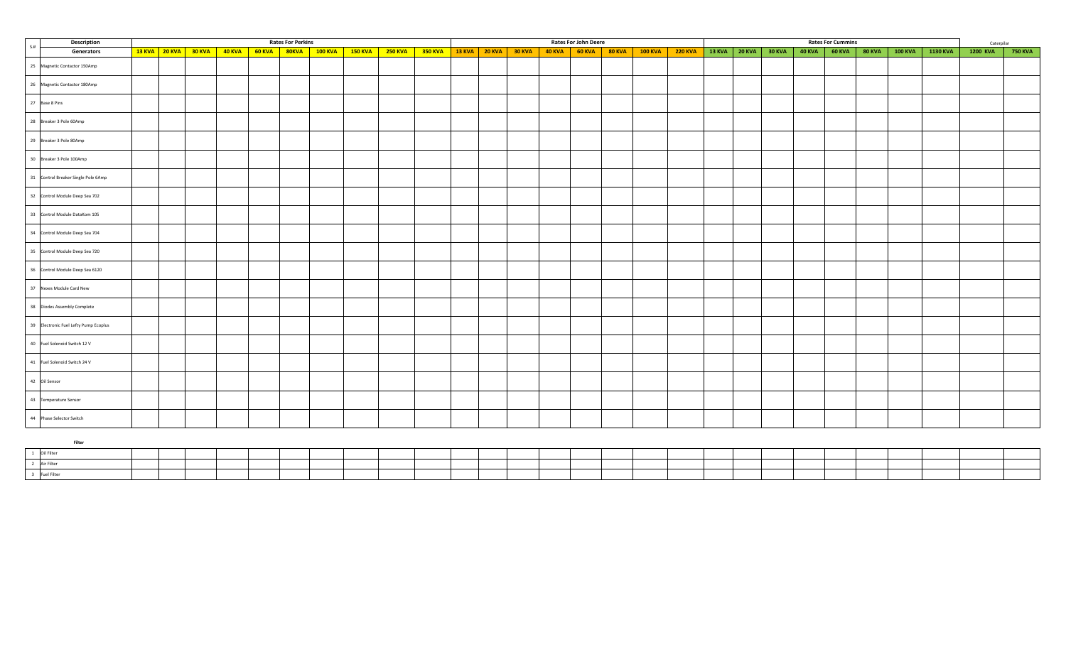| S.# | Description | Rates For Perkins | | | | | | | | | | Rates For John Deere | | | | | | | | Rates For Cummins | | | | | | | | Caterpillar | |
|---|---|---|---|---|---|---|---|---|---|---|---|---|---|---|---|---|---|---|---|---|---|---|---|---|---|---|---|---|---|
| | Generators | 13 KVA | 20 KVA | 30 KVA | 40 KVA | 60 KVA | 80KVA | 100 KVA | 150 KVA | 250 KVA | 350 KVA | 13 KVA | 20 KVA | 30 KVA | 40 KVA | 60 KVA | 80 KVA | 100 KVA | 220 KVA | 13 KVA | 20 KVA | 30 KVA | 40 KVA | 60 KVA | 80 KVA | 100 KVA | 1130 KVA | 1200 KVA | 750 KVA |
| 25 | Magnetic Contactor 150Amp | | | | | | | | | | | | | | | | | | | | | | | | | | | | |
| 26 | Magnetic Contactor 180Amp | | | | | | | | | | | | | | | | | | | | | | | | | | | | |
| 27 | Base 8 Pins | | | | | | | | | | | | | | | | | | | | | | | | | | | | |
| 28 | Breaker 3 Pole 60Amp | | | | | | | | | | | | | | | | | | | | | | | | | | | | |
| 29 | Breaker 3 Pole 80Amp | | | | | | | | | | | | | | | | | | | | | | | | | | | | |
| 30 | Breaker 3 Pole 100Amp | | | | | | | | | | | | | | | | | | | | | | | | | | | | |
| 31 | Control Breaker Single Pole 6Amp | | | | | | | | | | | | | | | | | | | | | | | | | | | | |
| 32 | Control Module Deep Sea 702 | | | | | | | | | | | | | | | | | | | | | | | | | | | | |
| 33 | Control Module DataKom 105 | | | | | | | | | | | | | | | | | | | | | | | | | | | | |
| 34 | Control Module Deep Sea 704 | | | | | | | | | | | | | | | | | | | | | | | | | | | | |
| 35 | Control Module Deep Sea 720 | | | | | | | | | | | | | | | | | | | | | | | | | | | | |
| 36 | Control Module Deep Sea 6120 | | | | | | | | | | | | | | | | | | | | | | | | | | | | |
| 37 | Nexes Module Card New | | | | | | | | | | | | | | | | | | | | | | | | | | | | |
| 38 | Diodes Assembly Complete | | | | | | | | | | | | | | | | | | | | | | | | | | | | |
| 39 | Electronic Fuel Lefty Pump Ecoplus | | | | | | | | | | | | | | | | | | | | | | | | | | | | |
| 40 | Fuel Solenoid Switch 12 V | | | | | | | | | | | | | | | | | | | | | | | | | | | | |
| 41 | Fuel Solenoid Switch 24 V | | | | | | | | | | | | | | | | | | | | | | | | | | | | |
| 42 | Oil Sensor | | | | | | | | | | | | | | | | | | | | | | | | | | | | |
| 43 | Temperature Sensor | | | | | | | | | | | | | | | | | | | | | | | | | | | | |
| 44 | Phase Selector Switch | | | | | | | | | | | | | | | | | | | | | | | | | | | | |

**Filter**

| | | | | | | | | | | | | | | | | | | | | | | | | | | | | | |
|---|---|---|---|---|---|---|---|---|---|---|---|---|---|---|---|---|---|---|---|---|---|---|---|---|---|---|---|---|---|
| 1 | Oil Filter | | | | | | | | | | | | | | | | | | | | | | | | | | | | |
| 2 | Air Filter | | | | | | | | | | | | | | | | | | | | | | | | | | | | |
| 3 | Fuel Filter | | | | | | | | | | | | | | | | | | | | | | | | | | | | |